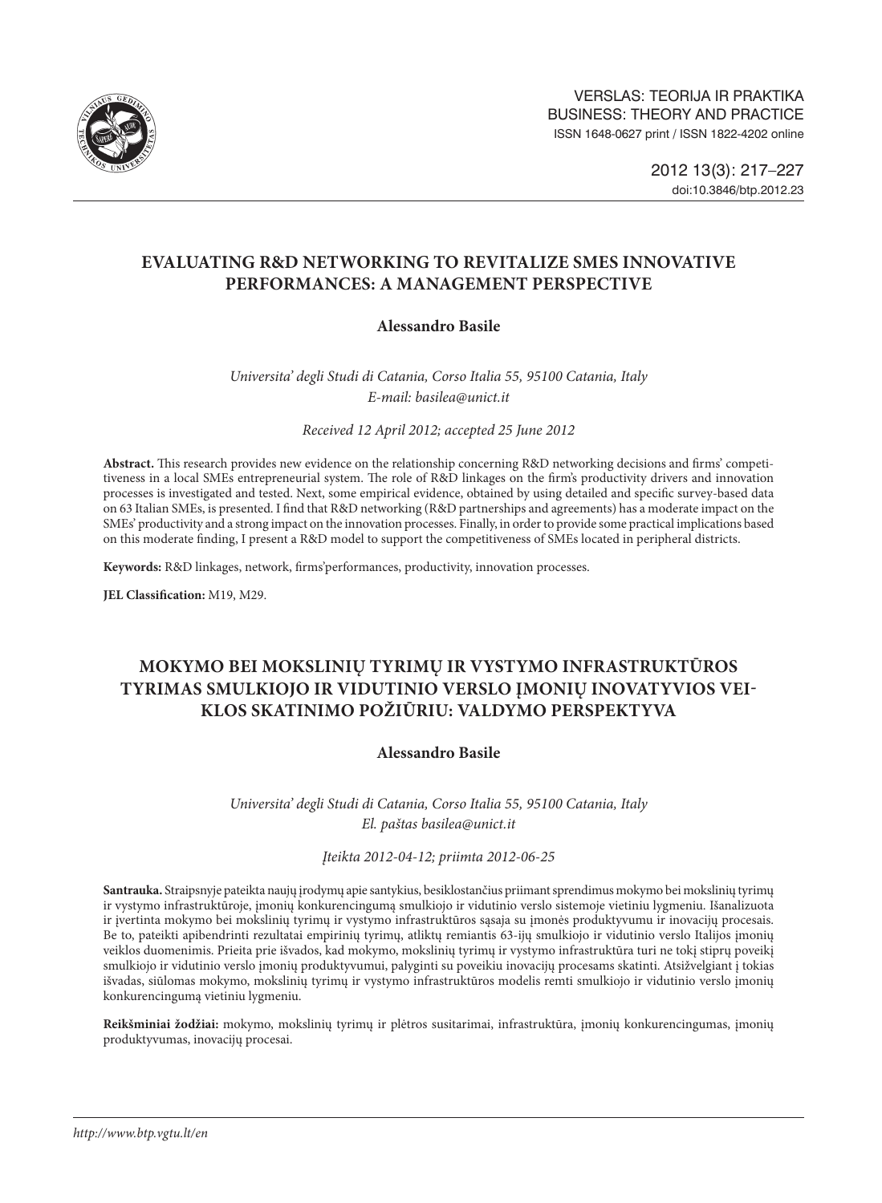VERSLAS: TEORIJA IR PRAKTIKA
BUSINESS: THEORY AND PRACTICE
ISSN 1648-0627 print / ISSN 1822-4202 online

2012 13(3): 217–227
doi:10.3846/btp.2012.23

# EVALUATING R&D NETWORKING TO REVITALIZE SMES INNOVATIVE PERFORMANCES: A MANAGEMENT PERSPECTIVE

**Alessandro Basile**

*Universita' degli Studi di Catania, Corso Italia 55, 95100 Catania, Italy*
*E-mail: basilea@unict.it*

*Received 12 April 2012; accepted 25 June 2012*

**Abstract.** This research provides new evidence on the relationship concerning R&D networking decisions and firms' competitiveness in a local SMEs entrepreneurial system. The role of R&D linkages on the firm's productivity drivers and innovation processes is investigated and tested. Next, some empirical evidence, obtained by using detailed and specific survey-based data on 63 Italian SMEs, is presented. I find that R&D networking (R&D partnerships and agreements) has a moderate impact on the SMEs' productivity and a strong impact on the innovation processes. Finally, in order to provide some practical implications based on this moderate finding, I present a R&D model to support the competitiveness of SMEs located in peripheral districts.

**Keywords:** R&D linkages, network, firms'performances, productivity, innovation processes.

**JEL Classification:** M19, M29.

# MOKYMO BEI MOKSLINIŲ TYRIMŲ IR VYSTYMO INFRASTRUKTŪROS TYRIMAS SMULKIOJO IR VIDUTINIO VERSLO ĮMONIŲ INOVATYVIOS VEIKLOS SKATINIMO POŽIŪRIU: VALDYMO PERSPEKTYVA

**Alessandro Basile**

*Universita' degli Studi di Catania, Corso Italia 55, 95100 Catania, Italy*
*El. paštas basilea@unict.it*

*Įteikta 2012-04-12; priimta 2012-06-25*

**Santrauka.** Straipsnyje pateikta naujų įrodymų apie santykius, besiklostančius priimant sprendimus mokymo bei mokslinių tyrimų ir vystymo infrastruktūroje, įmonių konkurencingumą smulkiojo ir vidutinio verslo sistemoje vietiniu lygmeniu. Išanalizuota ir įvertinta mokymo bei mokslinių tyrimų ir vystymo infrastruktūros sąsaja su įmonės produktyvumu ir inovacijų procesais. Be to, pateikti apibendrinti rezultatai empirinių tyrimų, atliktų remiantis 63-ijų smulkiojo ir vidutinio verslo Italijos įmonių veiklos duomenimis. Prieita prie išvados, kad mokymo, mokslinių tyrimų ir vystymo infrastruktūra turi ne tokį stiprų poveikį smulkiojo ir vidutinio verslo įmonių produktyvumui, palyginti su poveikiu inovacijų procesams skatinti. Atsižvelgiant į tokias išvadas, siūlomas mokymo, mokslinių tyrimų ir vystymo infrastruktūros modelis remti smulkiojo ir vidutinio verslo įmonių konkurencingumą vietiniu lygmeniu.

**Reikšminiai žodžiai:** mokymo, mokslinių tyrimų ir plėtros susitarimai, infrastruktūra, įmonių konkurencingumas, įmonių produktyvumas, inovacijų procesai.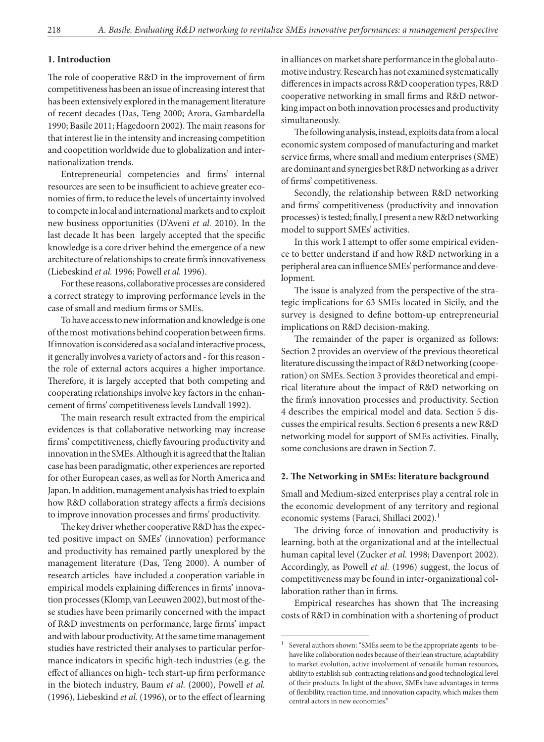## 1. Introduction

The role of cooperative R&D in the improvement of firm competitiveness has been an issue of increasing interest that has been extensively explored in the management literature of recent decades (Das, Teng 2000; Arora, Gambardella 1990; Basile 2011; Hagedoorn 2002). The main reasons for that interest lie in the intensity and increasing competition and coopetition worldwide due to globalization and internationalization trends.

Entrepreneurial competencies and firms' internal resources are seen to be insufficient to achieve greater economies of firm, to reduce the levels of uncertainty involved to compete in local and international markets and to exploit new business opportunities (D'Aveni *et al.* 2010). In the last decade It has been largely accepted that the specific knowledge is a core driver behind the emergence of a new architecture of relationships to create firm's innovativeness (Liebeskind *et al.* 1996; Powell *et al.* 1996).

For these reasons, collaborative processes are considered a correct strategy to improving performance levels in the case of small and medium firms or SMEs.

To have access to new information and knowledge is one of the most motivations behind cooperation between firms. If innovation is considered as a social and interactive process, it generally involves a variety of actors and - for this reason - the role of external actors acquires a higher importance. Therefore, it is largely accepted that both competing and cooperating relationships involve key factors in the enhancement of firms' competitiveness levels Lundvall 1992).

The main research result extracted from the empirical evidences is that collaborative networking may increase firms' competitiveness, chiefly favouring productivity and innovation in the SMEs. Although it is agreed that the Italian case has been paradigmatic, other experiences are reported for other European cases, as well as for North America and Japan. In addition, management analysis has tried to explain how R&D collaboration strategy affects a firm's decisions to improve innovation processes and firms' productivity.

The key driver whether cooperative R&D has the expected positive impact on SMEs' (innovation) performance and productivity has remained partly unexplored by the management literature (Das, Teng 2000). A number of research articles have included a cooperation variable in empirical models explaining differences in firms' innovation processes (Klomp, van Leeuwen 2002), but most of these studies have been primarily concerned with the impact of R&D investments on performance, large firms' impact and with labour productivity. At the same time management studies have restricted their analyses to particular performance indicators in specific high-tech industries (e.g. the effect of alliances on high- tech start-up firm performance in the biotech industry, Baum *et al.* (2000), Powell *et al.* (1996), Liebeskind *et al.* (1996), or to the effect of learning in alliances on market share performance in the global automotive industry. Research has not examined systematically differences in impacts across R&D cooperation types, R&D cooperative networking in small firms and R&D networking impact on both innovation processes and productivity simultaneously.

The following analysis, instead, exploits data from a local economic system composed of manufacturing and market service firms, where small and medium enterprises (SME) are dominant and synergies bet R&D networking as a driver of firms' competitiveness.

Secondly, the relationship between R&D networking and firms' competitiveness (productivity and innovation processes) is tested; finally, I present a new R&D networking model to support SMEs' activities.

In this work I attempt to offer some empirical evidence to better understand if and how R&D networking in a peripheral area can influence SMEs' performance and development.

The issue is analyzed from the perspective of the strategic implications for 63 SMEs located in Sicily, and the survey is designed to define bottom-up entrepreneurial implications on R&D decision-making.

The remainder of the paper is organized as follows: Section 2 provides an overview of the previous theoretical literature discussing the impact of R&D networking (cooperation) on SMEs. Section 3 provides theoretical and empirical literature about the impact of R&D networking on the firm's innovation processes and productivity. Section 4 describes the empirical model and data. Section 5 discusses the empirical results. Section 6 presents a new R&D networking model for support of SMEs activities. Finally, some conclusions are drawn in Section 7.

## 2. The Networking in SMEs: literature background

Small and Medium-sized enterprises play a central role in the economic development of any territory and regional economic systems (Faraci, Shillaci 2002).[1]

The driving force of innovation and productivity is learning, both at the organizational and at the intellectual human capital level (Zucker *et al.* 1998; Davenport 2002). Accordingly, as Powell *et al.* (1996) suggest, the locus of competitiveness may be found in inter-organizational collaboration rather than in firms.

Empirical researches has shown that The increasing costs of R&D in combination with a shortening of product

---

[1] Several authors shown: "SMEs seem to be the appropriate agents to behave like collaboration nodes because of their lean structure, adaptability to market evolution, active involvement of versatile human resources, ability to establish sub-contracting relations and good technological level of their products. In light of the above, SMEs have advantages in terms of flexibility, reaction time, and innovation capacity, which makes them central actors in new economies."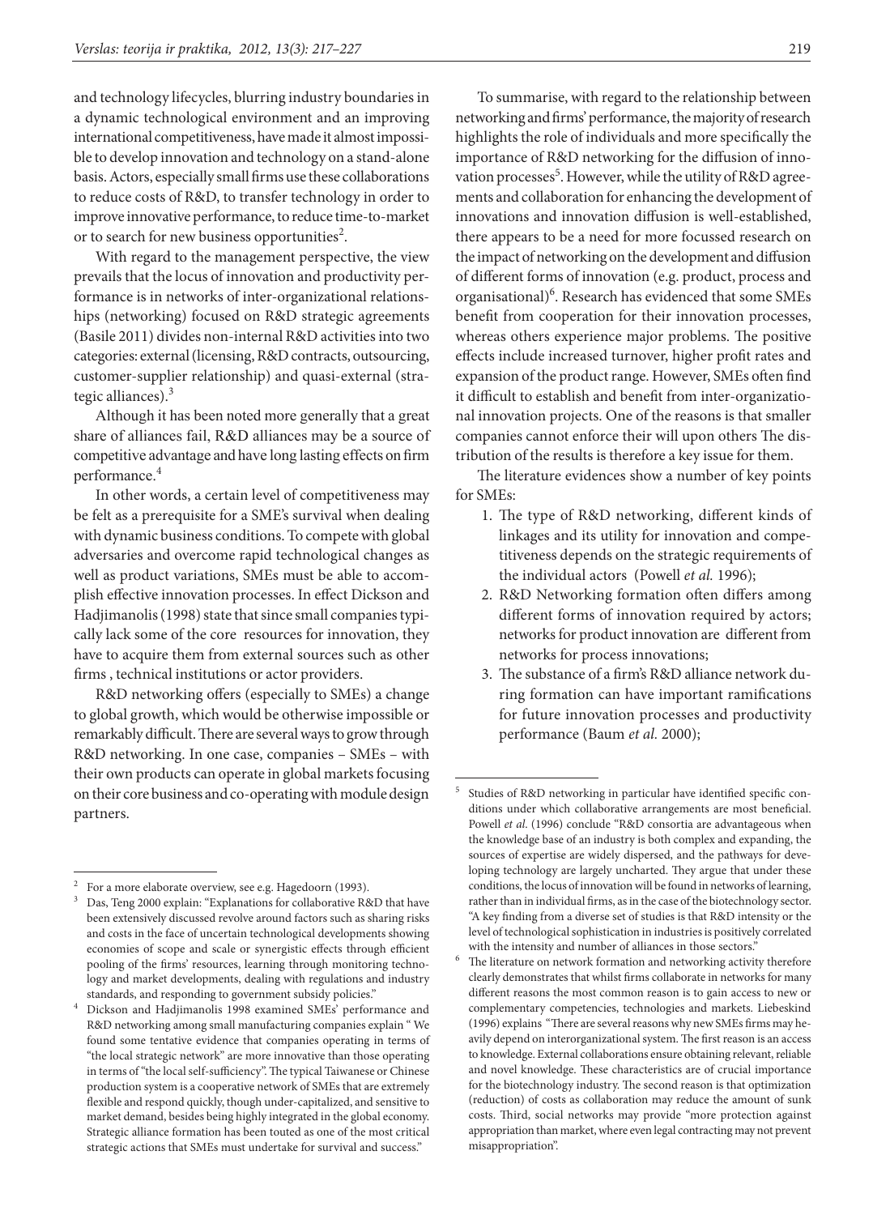and technology lifecycles, blurring industry boundaries in a dynamic technological environment and an improving international competitiveness, have made it almost impossible to develop innovation and technology on a stand-alone basis. Actors, especially small firms use these collaborations to reduce costs of R&D, to transfer technology in order to improve innovative performance, to reduce time-to-market or to search for new business opportunities[2].

With regard to the management perspective, the view prevails that the locus of innovation and productivity performance is in networks of inter-organizational relationships (networking) focused on R&D strategic agreements (Basile 2011) divides non-internal R&D activities into two categories: external (licensing, R&D contracts, outsourcing, customer-supplier relationship) and quasi-external (strategic alliances).[3]

Although it has been noted more generally that a great share of alliances fail, R&D alliances may be a source of competitive advantage and have long lasting effects on firm performance.[4]

In other words, a certain level of competitiveness may be felt as a prerequisite for a SME's survival when dealing with dynamic business conditions. To compete with global adversaries and overcome rapid technological changes as well as product variations, SMEs must be able to accomplish effective innovation processes. In effect Dickson and Hadjimanolis (1998) state that since small companies typically lack some of the core resources for innovation, they have to acquire them from external sources such as other firms , technical institutions or actor providers.

R&D networking offers (especially to SMEs) a change to global growth, which would be otherwise impossible or remarkably difficult. There are several ways to grow through R&D networking. In one case, companies – SMEs – with their own products can operate in global markets focusing on their core business and co-operating with module design partners.

To summarise, with regard to the relationship between networking and firms' performance, the majority of research highlights the role of individuals and more specifically the importance of R&D networking for the diffusion of innovation processes[5]. However, while the utility of R&D agreements and collaboration for enhancing the development of innovations and innovation diffusion is well-established, there appears to be a need for more focussed research on the impact of networking on the development and diffusion of different forms of innovation (e.g. product, process and organisational)[6]. Research has evidenced that some SMEs benefit from cooperation for their innovation processes, whereas others experience major problems. The positive effects include increased turnover, higher profit rates and expansion of the product range. However, SMEs often find it difficult to establish and benefit from inter-organizational innovation projects. One of the reasons is that smaller companies cannot enforce their will upon others The distribution of the results is therefore a key issue for them.

The literature evidences show a number of key points for SMEs:

1. The type of R&D networking, different kinds of linkages and its utility for innovation and competitiveness depends on the strategic requirements of the individual actors (Powell *et al.* 1996);
2. R&D Networking formation often differs among different forms of innovation required by actors; networks for product innovation are different from networks for process innovations;
3. The substance of a firm's R&D alliance network during formation can have important ramifications for future innovation processes and productivity performance (Baum *et al.* 2000);

---

[2] For a more elaborate overview, see e.g. Hagedoorn (1993).

[3] Das, Teng 2000 explain: "Explanations for collaborative R&D that have been extensively discussed revolve around factors such as sharing risks and costs in the face of uncertain technological developments showing economies of scope and scale or synergistic effects through efficient pooling of the firms' resources, learning through monitoring technology and market developments, dealing with regulations and industry standards, and responding to government subsidy policies."

[4] Dickson and Hadjimanolis 1998 examined SMEs' performance and R&D networking among small manufacturing companies explain " We found some tentative evidence that companies operating in terms of "the local strategic network" are more innovative than those operating in terms of "the local self-sufficiency". The typical Taiwanese or Chinese production system is a cooperative network of SMEs that are extremely flexible and respond quickly, though under-capitalized, and sensitive to market demand, besides being highly integrated in the global economy. Strategic alliance formation has been touted as one of the most critical strategic actions that SMEs must undertake for survival and success."

[5] Studies of R&D networking in particular have identified specific conditions under which collaborative arrangements are most beneficial. Powell *et al.* (1996) conclude "R&D consortia are advantageous when the knowledge base of an industry is both complex and expanding, the sources of expertise are widely dispersed, and the pathways for developing technology are largely uncharted. They argue that under these conditions, the locus of innovation will be found in networks of learning, rather than in individual firms, as in the case of the biotechnology sector. "A key finding from a diverse set of studies is that R&D intensity or the level of technological sophistication in industries is positively correlated with the intensity and number of alliances in those sectors."

[6] The literature on network formation and networking activity therefore clearly demonstrates that whilst firms collaborate in networks for many different reasons the most common reason is to gain access to new or complementary competencies, technologies and markets. Liebeskind (1996) explains "There are several reasons why new SMEs firms may heavily depend on interorganizational system. The first reason is an access to knowledge. External collaborations ensure obtaining relevant, reliable and novel knowledge. These characteristics are of crucial importance for the biotechnology industry. The second reason is that optimization (reduction) of costs as collaboration may reduce the amount of sunk costs. Third, social networks may provide "more protection against appropriation than market, where even legal contracting may not prevent misappropriation".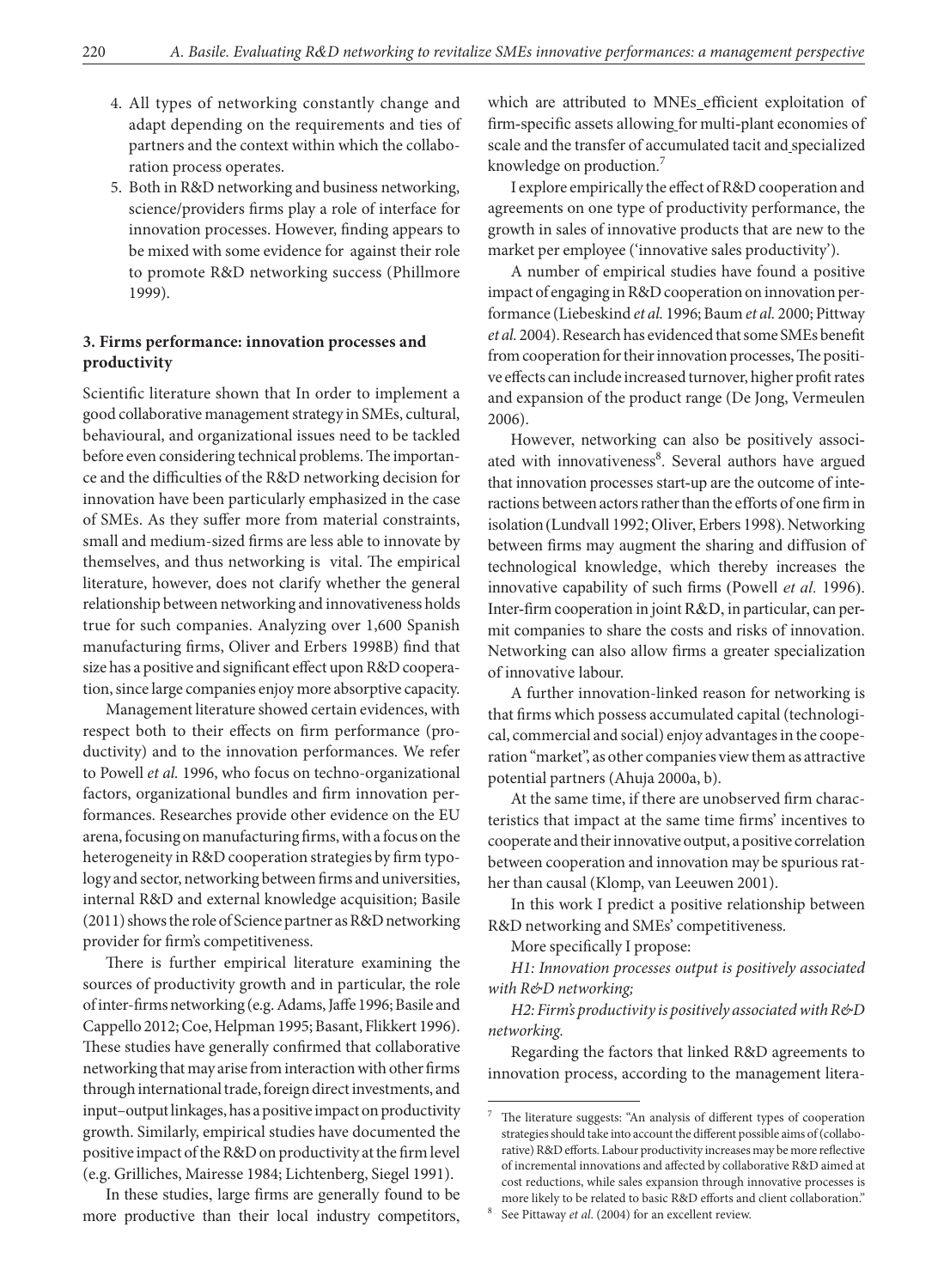4. All types of networking constantly change and adapt depending on the requirements and ties of partners and the context within which the collaboration process operates.
5. Both in R&D networking and business networking, science/providers firms play a role of interface for innovation processes. However, finding appears to be mixed with some evidence for against their role to promote R&D networking success (Phillmore 1999).

## 3. Firms performance: innovation processes and productivity

Scientific literature shown that In order to implement a good collaborative management strategy in SMEs, cultural, behavioural, and organizational issues need to be tackled before even considering technical problems. The importance and the difficulties of the R&D networking decision for innovation have been particularly emphasized in the case of SMEs. As they suffer more from material constraints, small and medium-sized firms are less able to innovate by themselves, and thus networking is vital. The empirical literature, however, does not clarify whether the general relationship between networking and innovativeness holds true for such companies. Analyzing over 1,600 Spanish manufacturing firms, Oliver and Erbers 1998B) find that size has a positive and significant effect upon R&D cooperation, since large companies enjoy more absorptive capacity.

Management literature showed certain evidences, with respect both to their effects on firm performance (productivity) and to the innovation performances. We refer to Powell *et al.* 1996, who focus on techno-organizational factors, organizational bundles and firm innovation performances. Researches provide other evidence on the EU arena, focusing on manufacturing firms, with a focus on the heterogeneity in R&D cooperation strategies by firm typology and sector, networking between firms and universities, internal R&D and external knowledge acquisition; Basile (2011) shows the role of Science partner as R&D networking provider for firm's competitiveness.

There is further empirical literature examining the sources of productivity growth and in particular, the role of inter-firms networking (e.g. Adams, Jaffe 1996; Basile and Cappello 2012; Coe, Helpman 1995; Basant, Flikkert 1996). These studies have generally confirmed that collaborative networking that may arise from interaction with other firms through international trade, foreign direct investments, and input–output linkages, has a positive impact on productivity growth. Similarly, empirical studies have documented the positive impact of the R&D on productivity at the firm level (e.g. Grilliches, Mairesse 1984; Lichtenberg, Siegel 1991).

In these studies, large firms are generally found to be more productive than their local industry competitors, which are attributed to MNEs efficient exploitation of firm-specific assets allowing for multi-plant economies of scale and the transfer of accumulated tacit and specialized knowledge on production.[7]

I explore empirically the effect of R&D cooperation and agreements on one type of productivity performance, the growth in sales of innovative products that are new to the market per employee ('innovative sales productivity').

A number of empirical studies have found a positive impact of engaging in R&D cooperation on innovation performance (Liebeskind *et al.* 1996; Baum *et al.* 2000; Pittway *et al.* 2004). Research has evidenced that some SMEs benefit from cooperation for their innovation processes, The positive effects can include increased turnover, higher profit rates and expansion of the product range (De Jong, Vermeulen 2006).

However, networking can also be positively associated with innovativeness[8]. Several authors have argued that innovation processes start-up are the outcome of interactions between actors rather than the efforts of one firm in isolation (Lundvall 1992; Oliver, Erbers 1998). Networking between firms may augment the sharing and diffusion of technological knowledge, which thereby increases the innovative capability of such firms (Powell *et al.* 1996). Inter-firm cooperation in joint R&D, in particular, can permit companies to share the costs and risks of innovation. Networking can also allow firms a greater specialization of innovative labour.

A further innovation-linked reason for networking is that firms which possess accumulated capital (technological, commercial and social) enjoy advantages in the cooperation "market", as other companies view them as attractive potential partners (Ahuja 2000a, b).

At the same time, if there are unobserved firm characteristics that impact at the same time firms' incentives to cooperate and their innovative output, a positive correlation between cooperation and innovation may be spurious rather than causal (Klomp, van Leeuwen 2001).

In this work I predict a positive relationship between R&D networking and SMEs' competitiveness.

More specifically I propose:

*H1: Innovation processes output is positively associated with R&D networking;*

*H2: Firm's productivity is positively associated with R&D networking.*

Regarding the factors that linked R&D agreements to innovation process, according to the management litera-

---

[7] The literature suggests: "An analysis of different types of cooperation strategies should take into account the different possible aims of (collaborative) R&D efforts. Labour productivity increases may be more reflective of incremental innovations and affected by collaborative R&D aimed at cost reductions, while sales expansion through innovative processes is more likely to be related to basic R&D efforts and client collaboration."

[8] See Pittaway *et al.* (2004) for an excellent review.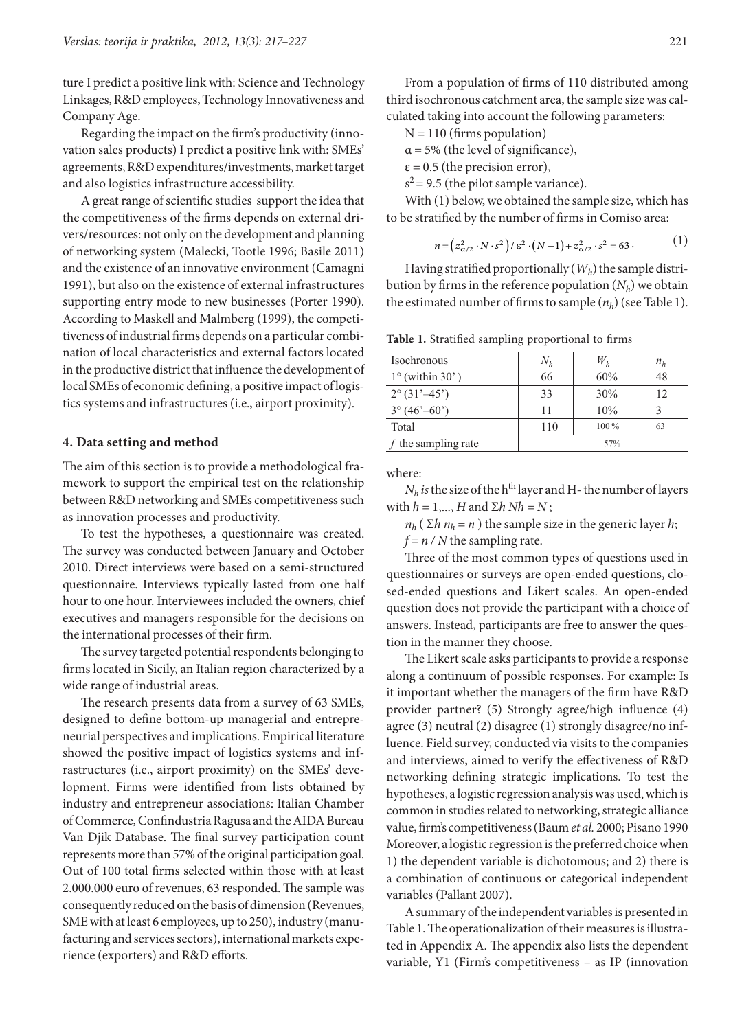ture I predict a positive link with: Science and Technology Linkages, R&D employees, Technology Innovativeness and Company Age.

Regarding the impact on the firm's productivity (innovation sales products) I predict a positive link with: SMEs' agreements, R&D expenditures/investments, market target and also logistics infrastructure accessibility.

A great range of scientific studies support the idea that the competitiveness of the firms depends on external drivers/resources: not only on the development and planning of networking system (Malecki, Tootle 1996; Basile 2011) and the existence of an innovative environment (Camagni 1991), but also on the existence of external infrastructures supporting entry mode to new businesses (Porter 1990). According to Maskell and Malmberg (1999), the competitiveness of industrial firms depends on a particular combination of local characteristics and external factors located in the productive district that influence the development of local SMEs of economic defining, a positive impact of logistics systems and infrastructures (i.e., airport proximity).

## 4. Data setting and method

The aim of this section is to provide a methodological framework to support the empirical test on the relationship between R&D networking and SMEs competitiveness such as innovation processes and productivity.

To test the hypotheses, a questionnaire was created. The survey was conducted between January and October 2010. Direct interviews were based on a semi-structured questionnaire. Interviews typically lasted from one half hour to one hour. Interviewees included the owners, chief executives and managers responsible for the decisions on the international processes of their firm.

The survey targeted potential respondents belonging to firms located in Sicily, an Italian region characterized by a wide range of industrial areas.

The research presents data from a survey of 63 SMEs, designed to define bottom-up managerial and entrepreneurial perspectives and implications. Empirical literature showed the positive impact of logistics systems and infrastructures (i.e., airport proximity) on the SMEs' development. Firms were identified from lists obtained by industry and entrepreneur associations: Italian Chamber of Commerce, Confindustria Ragusa and the AIDA Bureau Van Djik Database. The final survey participation count represents more than 57% of the original participation goal. Out of 100 total firms selected within those with at least 2.000.000 euro of revenues, 63 responded. The sample was consequently reduced on the basis of dimension (Revenues, SME with at least 6 employees, up to 250), industry (manufacturing and services sectors), international markets experience (exporters) and R&D efforts.

From a population of firms of 110 distributed among third isochronous catchment area, the sample size was calculated taking into account the following parameters:

$N = 110$ (firms population)

$\alpha = 5\%$ (the level of significance),

$\varepsilon = 0.5$ (the precision error),

$s^2 = 9.5$ (the pilot sample variance).

With (1) below, we obtained the sample size, which has to be stratified by the number of firms in Comiso area:

$$n = \left(z^2_{\alpha/2} \cdot N \cdot s^2\right) / \varepsilon^2 \cdot \left(N-1\right) + z^2_{\alpha/2} \cdot s^2 = 63 . \quad (1)$$

Having stratified proportionally ($W_h$) the sample distribution by firms in the reference population ($N_h$) we obtain the estimated number of firms to sample ($n_h$) (see Table 1).

**Table 1.** Stratified sampling proportional to firms

| Isochronous | $N_h$ | $W_h$ | $n_h$ |
|---|---|---|---|
| 1° (within 30') | 66 | 60% | 48 |
| 2° (31'–45') | 33 | 30% | 12 |
| 3° (46'–60') | 11 | 10% | 3 |
| Total | 110 | 100 % | 63 |
| $f$ the sampling rate | 57% | | |

where:

$N_h$ is the size of the $h^{th}$ layer and H- the number of layers with $h = 1,..., H$ and $\Sigma h\, Nh = N$;

$n_h$ ( $\Sigma h\, n_h = n$ ) the sample size in the generic layer $h$;

$f = n / N$ the sampling rate.

Three of the most common types of questions used in questionnaires or surveys are open-ended questions, closed-ended questions and Likert scales. An open-ended question does not provide the participant with a choice of answers. Instead, participants are free to answer the question in the manner they choose.

The Likert scale asks participants to provide a response along a continuum of possible responses. For example: Is it important whether the managers of the firm have R&D provider partner? (5) Strongly agree/high influence (4) agree (3) neutral (2) disagree (1) strongly disagree/no influence. Field survey, conducted via visits to the companies and interviews, aimed to verify the effectiveness of R&D networking defining strategic implications. To test the hypotheses, a logistic regression analysis was used, which is common in studies related to networking, strategic alliance value, firm's competitiveness (Baum *et al.* 2000; Pisano 1990 Moreover, a logistic regression is the preferred choice when 1) the dependent variable is dichotomous; and 2) there is a combination of continuous or categorical independent variables (Pallant 2007).

A summary of the independent variables is presented in Table 1. The operationalization of their measures is illustrated in Appendix A. The appendix also lists the dependent variable, Y1 (Firm's competitiveness – as IP (innovation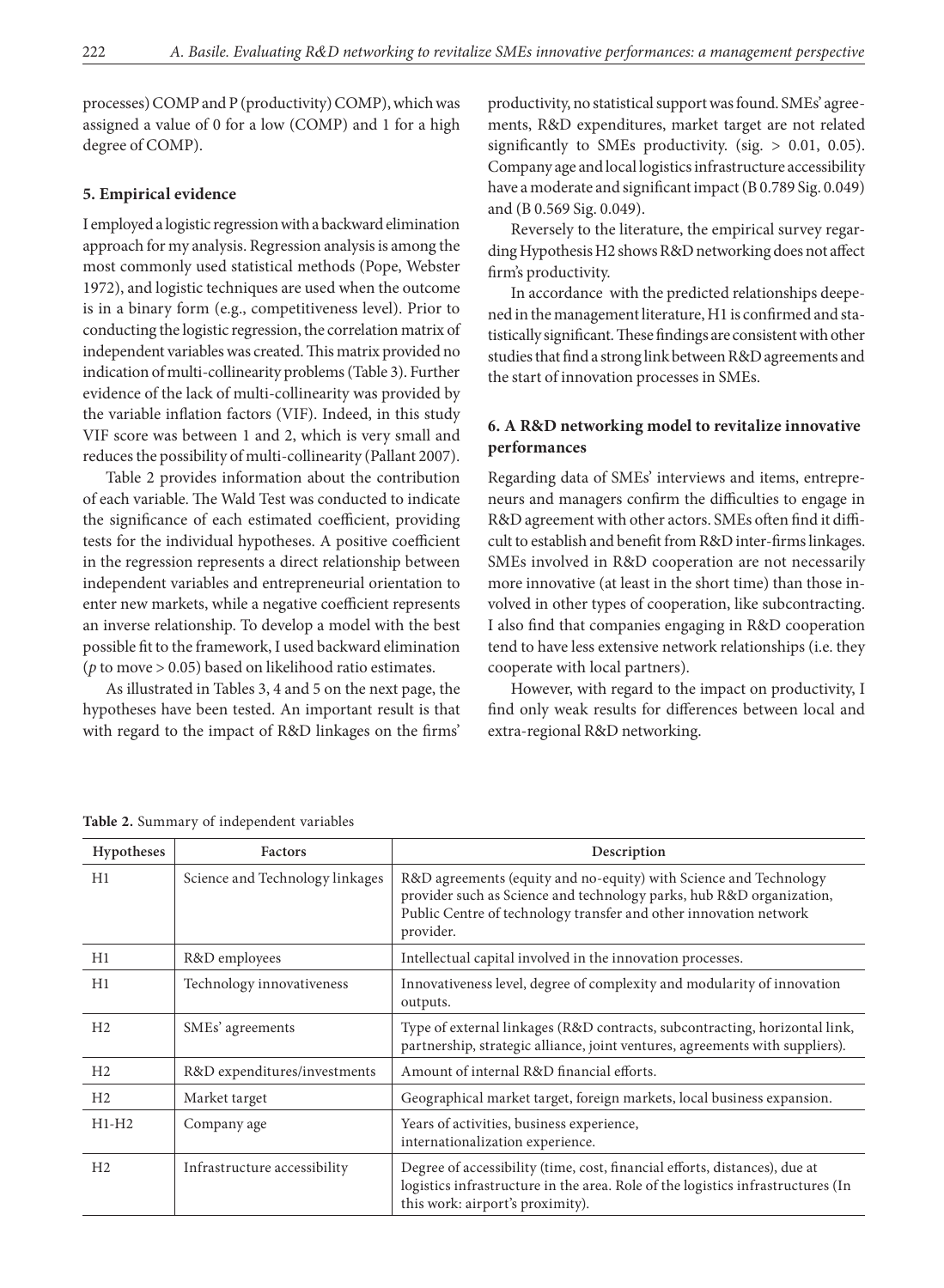processes) COMP and P (productivity) COMP), which was assigned a value of 0 for a low (COMP) and 1 for a high degree of COMP).

## 5. Empirical evidence

I employed a logistic regression with a backward elimination approach for my analysis. Regression analysis is among the most commonly used statistical methods (Pope, Webster 1972), and logistic techniques are used when the outcome is in a binary form (e.g., competitiveness level). Prior to conducting the logistic regression, the correlation matrix of independent variables was created. This matrix provided no indication of multi-collinearity problems (Table 3). Further evidence of the lack of multi-collinearity was provided by the variable inflation factors (VIF). Indeed, in this study VIF score was between 1 and 2, which is very small and reduces the possibility of multi-collinearity (Pallant 2007).

Table 2 provides information about the contribution of each variable. The Wald Test was conducted to indicate the significance of each estimated coefficient, providing tests for the individual hypotheses. A positive coefficient in the regression represents a direct relationship between independent variables and entrepreneurial orientation to enter new markets, while a negative coefficient represents an inverse relationship. To develop a model with the best possible fit to the framework, I used backward elimination ($p$ to move > 0.05) based on likelihood ratio estimates.

As illustrated in Tables 3, 4 and 5 on the next page, the hypotheses have been tested. An important result is that with regard to the impact of R&D linkages on the firms' productivity, no statistical support was found. SMEs' agreements, R&D expenditures, market target are not related significantly to SMEs productivity. (sig. > 0.01, 0.05). Company age and local logistics infrastructure accessibility have a moderate and significant impact (B 0.789 Sig. 0.049) and (B 0.569 Sig. 0.049).

Reversely to the literature, the empirical survey regarding Hypothesis H2 shows R&D networking does not affect firm's productivity.

In accordance with the predicted relationships deepened in the management literature, H1 is confirmed and statistically significant. These findings are consistent with other studies that find a strong link between R&D agreements and the start of innovation processes in SMEs.

## 6. A R&D networking model to revitalize innovative performances

Regarding data of SMEs' interviews and items, entrepreneurs and managers confirm the difficulties to engage in R&D agreement with other actors. SMEs often find it difficult to establish and benefit from R&D inter-firms linkages. SMEs involved in R&D cooperation are not necessarily more innovative (at least in the short time) than those involved in other types of cooperation, like subcontracting. I also find that companies engaging in R&D cooperation tend to have less extensive network relationships (i.e. they cooperate with local partners).

However, with regard to the impact on productivity, I find only weak results for differences between local and extra-regional R&D networking.

**Table 2.** Summary of independent variables

| Hypotheses | Factors | Description |
|---|---|---|
| H1 | Science and Technology linkages | R&D agreements (equity and no-equity) with Science and Technology provider such as Science and technology parks, hub R&D organization, Public Centre of technology transfer and other innovation network provider. |
| H1 | R&D employees | Intellectual capital involved in the innovation processes. |
| H1 | Technology innovativeness | Innovativeness level, degree of complexity and modularity of innovation outputs. |
| H2 | SMEs' agreements | Type of external linkages (R&D contracts, subcontracting, horizontal link, partnership, strategic alliance, joint ventures, agreements with suppliers). |
| H2 | R&D expenditures/investments | Amount of internal R&D financial efforts. |
| H2 | Market target | Geographical market target, foreign markets, local business expansion. |
| H1-H2 | Company age | Years of activities, business experience, internationalization experience. |
| H2 | Infrastructure accessibility | Degree of accessibility (time, cost, financial efforts, distances), due at logistics infrastructure in the area. Role of the logistics infrastructures (In this work: airport's proximity). |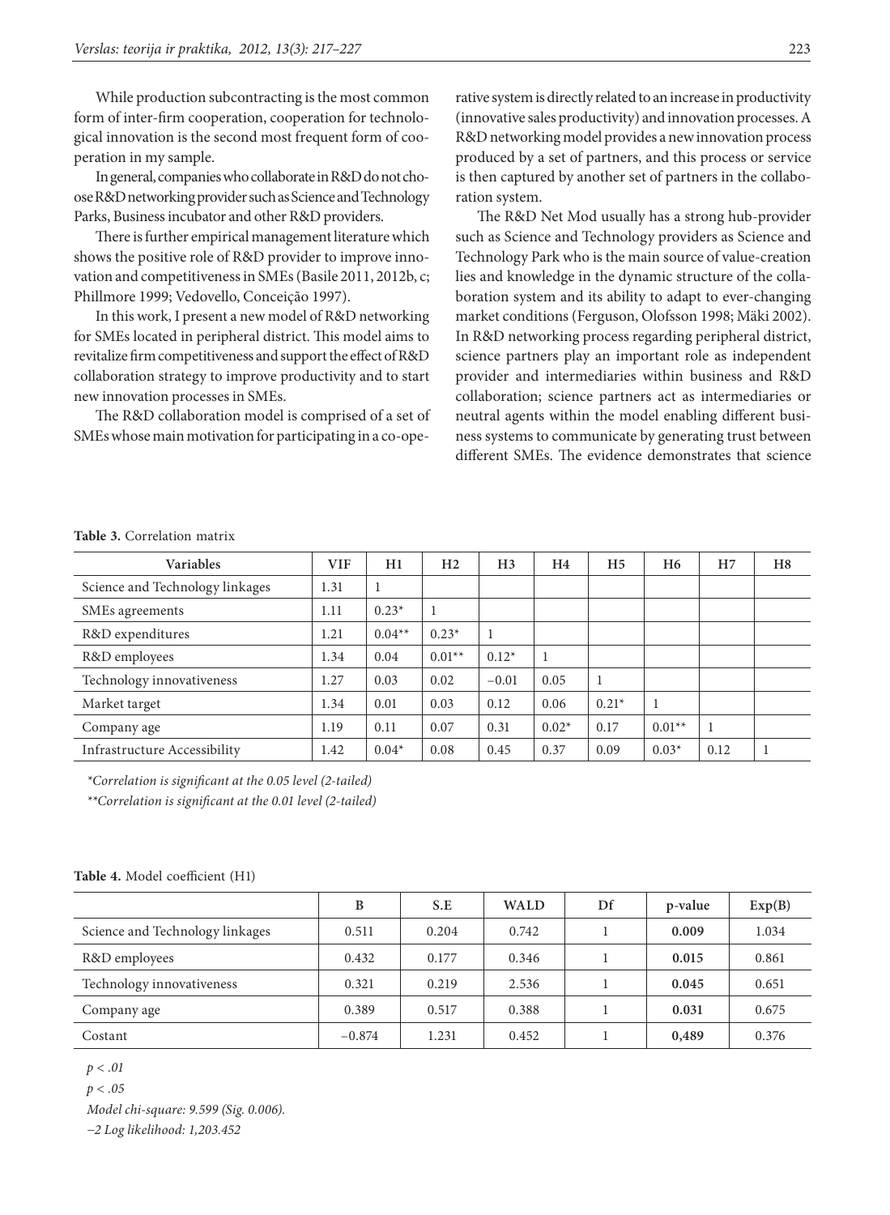While production subcontracting is the most common form of inter-firm cooperation, cooperation for technological innovation is the second most frequent form of cooperation in my sample.

In general, companies who collaborate in R&D do not choose R&D networking provider such as Science and Technology Parks, Business incubator and other R&D providers.

There is further empirical management literature which shows the positive role of R&D provider to improve innovation and competitiveness in SMEs (Basile 2011, 2012b, c; Phillmore 1999; Vedovello, Conceição 1997).

In this work, I present a new model of R&D networking for SMEs located in peripheral district. This model aims to revitalize firm competitiveness and support the effect of R&D collaboration strategy to improve productivity and to start new innovation processes in SMEs.

The R&D collaboration model is comprised of a set of SMEs whose main motivation for participating in a co-operative system is directly related to an increase in productivity (innovative sales productivity) and innovation processes. A R&D networking model provides a new innovation process produced by a set of partners, and this process or service is then captured by another set of partners in the collaboration system.

The R&D Net Mod usually has a strong hub-provider such as Science and Technology providers as Science and Technology Park who is the main source of value-creation lies and knowledge in the dynamic structure of the collaboration system and its ability to adapt to ever-changing market conditions (Ferguson, Olofsson 1998; Mäki 2002). In R&D networking process regarding peripheral district, science partners play an important role as independent provider and intermediaries within business and R&D collaboration; science partners act as intermediaries or neutral agents within the model enabling different business systems to communicate by generating trust between different SMEs. The evidence demonstrates that science

**Table 3.** Correlation matrix

| Variables | VIF | H1 | H2 | H3 | H4 | H5 | H6 | H7 | H8 |
|---|---|---|---|---|---|---|---|---|---|
| Science and Technology linkages | 1.31 | 1 | | | | | | | |
| SMEs agreements | 1.11 | 0.23* | 1 | | | | | | |
| R&D expenditures | 1.21 | 0.04** | 0.23* | 1 | | | | | |
| R&D employees | 1.34 | 0.04 | 0.01** | 0.12* | 1 | | | | |
| Technology innovativeness | 1.27 | 0.03 | 0.02 | −0.01 | 0.05 | 1 | | | |
| Market target | 1.34 | 0.01 | 0.03 | 0.12 | 0.06 | 0.21* | 1 | | |
| Company age | 1.19 | 0.11 | 0.07 | 0.31 | 0.02* | 0.17 | 0.01** | 1 | |
| Infrastructure Accessibility | 1.42 | 0.04* | 0.08 | 0.45 | 0.37 | 0.09 | 0.03* | 0.12 | 1 |

*\*Correlation is significant at the 0.05 level (2-tailed)*

*\*\*Correlation is significant at the 0.01 level (2-tailed)*

**Table 4.** Model coefficient (H1)

| | B | S.E | WALD | Df | p-value | Exp(B) |
|---|---|---|---|---|---|---|
| Science and Technology linkages | 0.511 | 0.204 | 0.742 | 1 | **0.009** | 1.034 |
| R&D employees | 0.432 | 0.177 | 0.346 | 1 | **0.015** | 0.861 |
| Technology innovativeness | 0.321 | 0.219 | 2.536 | 1 | **0.045** | 0.651 |
| Company age | 0.389 | 0.517 | 0.388 | 1 | **0.031** | 0.675 |
| Costant | −0.874 | 1.231 | 0.452 | 1 | **0,489** | 0.376 |

$p < .01$

$p < .05$

*Model chi-square: 9.599 (Sig. 0.006).*

*−2 Log likelihood: 1,203.452*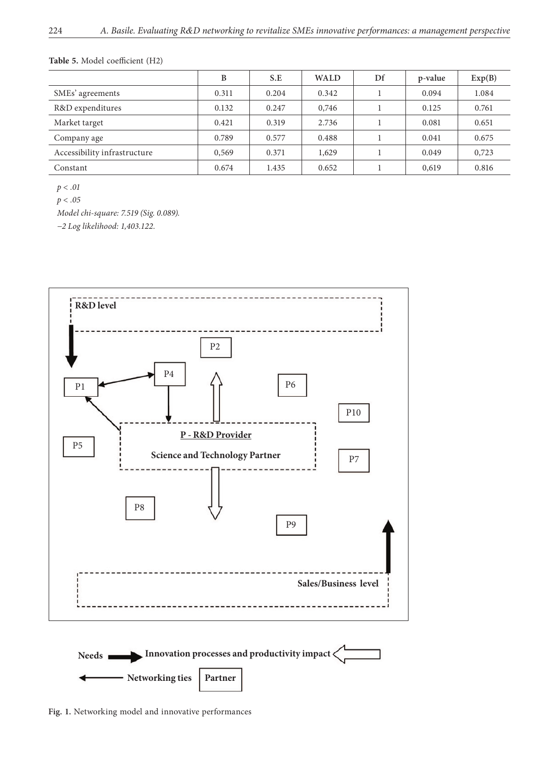**Table 5.** Model coefficient (H2)

| | B | S.E | WALD | Df | p-value | Exp(B) |
|---|---|---|---|---|---|---|
| SMEs' agreements | 0.311 | 0.204 | 0.342 | 1 | 0.094 | 1.084 |
| R&D expenditures | 0.132 | 0.247 | 0,746 | 1 | 0.125 | 0.761 |
| Market target | 0.421 | 0.319 | 2.736 | 1 | 0.081 | 0.651 |
| Company age | 0.789 | 0.577 | 0.488 | 1 | 0.041 | 0.675 |
| Accessibility infrastructure | 0,569 | 0.371 | 1,629 | 1 | 0.049 | 0,723 |
| Constant | 0.674 | 1.435 | 0.652 | 1 | 0,619 | 0.816 |

*$p < .01$*

*$p < .05$*

*Model chi-square: 7.519 (Sig. 0.089).*

*–2 Log likelihood: 1,403.122.*

R&D level

P2

P4

P1

P6

P10

P - R&D Provider

Science and Technology Partner

P5

P7

P8

P9

Sales/Business level

Needs — Innovation processes and productivity impact

Networking ties — Partner

**Fig. 1.** Networking model and innovative performances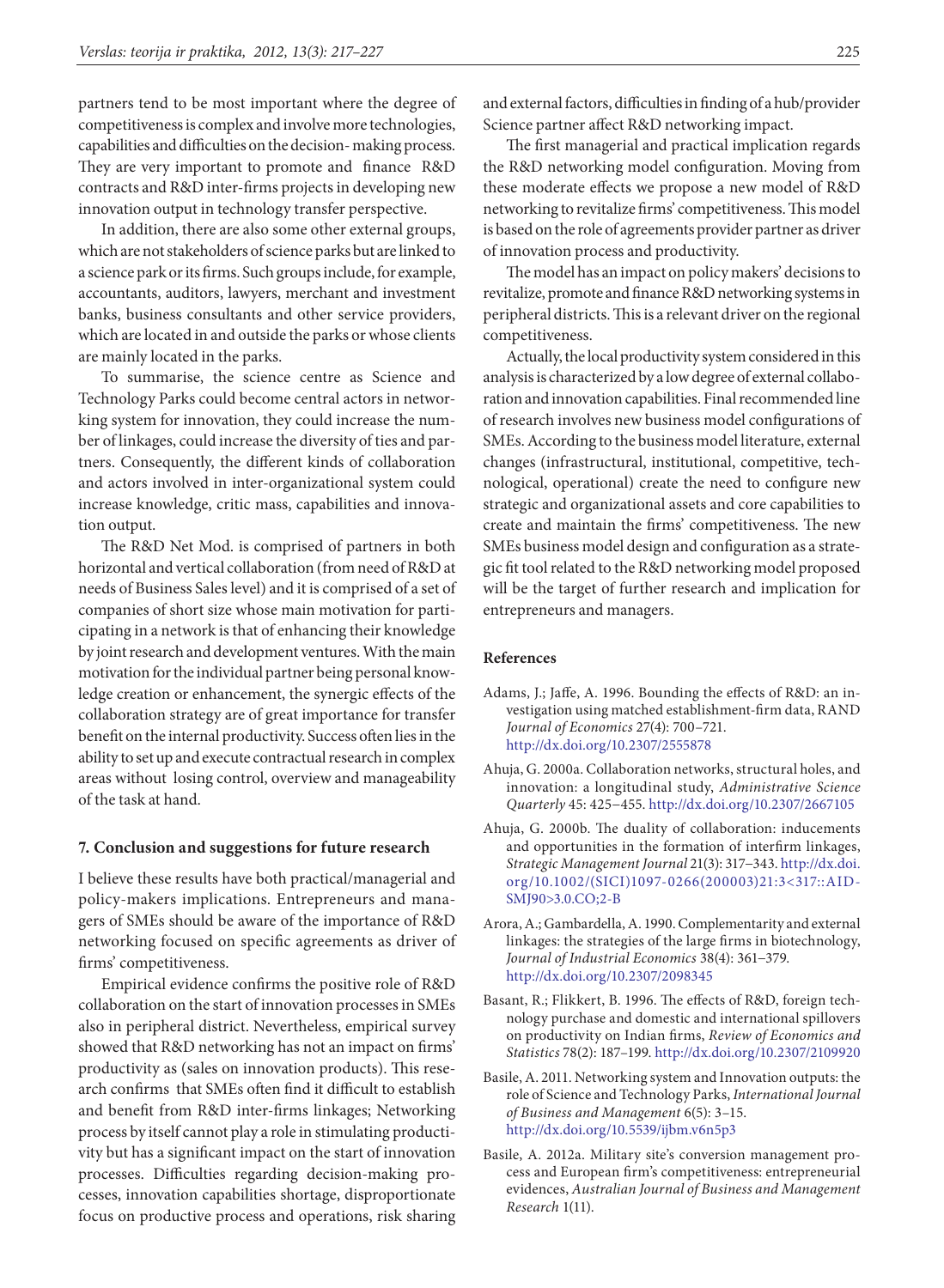partners tend to be most important where the degree of competitiveness is complex and involve more technologies, capabilities and difficulties on the decision- making process. They are very important to promote and finance R&D contracts and R&D inter-firms projects in developing new innovation output in technology transfer perspective.

In addition, there are also some other external groups, which are not stakeholders of science parks but are linked to a science park or its firms. Such groups include, for example, accountants, auditors, lawyers, merchant and investment banks, business consultants and other service providers, which are located in and outside the parks or whose clients are mainly located in the parks.

To summarise, the science centre as Science and Technology Parks could become central actors in networking system for innovation, they could increase the number of linkages, could increase the diversity of ties and partners. Consequently, the different kinds of collaboration and actors involved in inter-organizational system could increase knowledge, critic mass, capabilities and innovation output.

The R&D Net Mod. is comprised of partners in both horizontal and vertical collaboration (from need of R&D at needs of Business Sales level) and it is comprised of a set of companies of short size whose main motivation for participating in a network is that of enhancing their knowledge by joint research and development ventures. With the main motivation for the individual partner being personal knowledge creation or enhancement, the synergic effects of the collaboration strategy are of great importance for transfer benefit on the internal productivity. Success often lies in the ability to set up and execute contractual research in complex areas without losing control, overview and manageability of the task at hand.

## 7. Conclusion and suggestions for future research

I believe these results have both practical/managerial and policy-makers implications. Entrepreneurs and managers of SMEs should be aware of the importance of R&D networking focused on specific agreements as driver of firms' competitiveness.

Empirical evidence confirms the positive role of R&D collaboration on the start of innovation processes in SMEs also in peripheral district. Nevertheless, empirical survey showed that R&D networking has not an impact on firms' productivity as (sales on innovation products). This research confirms that SMEs often find it difficult to establish and benefit from R&D inter-firms linkages; Networking process by itself cannot play a role in stimulating productivity but has a significant impact on the start of innovation processes. Difficulties regarding decision-making processes, innovation capabilities shortage, disproportionate focus on productive process and operations, risk sharing and external factors, difficulties in finding of a hub/provider Science partner affect R&D networking impact.

The first managerial and practical implication regards the R&D networking model configuration. Moving from these moderate effects we propose a new model of R&D networking to revitalize firms' competitiveness. This model is based on the role of agreements provider partner as driver of innovation process and productivity.

The model has an impact on policy makers' decisions to revitalize, promote and finance R&D networking systems in peripheral districts. This is a relevant driver on the regional competitiveness.

Actually, the local productivity system considered in this analysis is characterized by a low degree of external collaboration and innovation capabilities. Final recommended line of research involves new business model configurations of SMEs. According to the business model literature, external changes (infrastructural, institutional, competitive, technological, operational) create the need to configure new strategic and organizational assets and core capabilities to create and maintain the firms' competitiveness. The new SMEs business model design and configuration as a strategic fit tool related to the R&D networking model proposed will be the target of further research and implication for entrepreneurs and managers.

## References

Adams, J.; Jaffe, A. 1996. Bounding the effects of R&D: an investigation using matched establishment-firm data, RAND *Journal of Economics* 27(4): 700–721. http://dx.doi.org/10.2307/2555878

Ahuja, G. 2000a. Collaboration networks, structural holes, and innovation: a longitudinal study, *Administrative Science Quarterly* 45: 425–455. http://dx.doi.org/10.2307/2667105

Ahuja, G. 2000b. The duality of collaboration: inducements and opportunities in the formation of interfirm linkages, *Strategic Management Journal* 21(3): 317–343. http://dx.doi.org/10.1002/(SICI)1097-0266(200003)21:3<317::AID-SMJ90>3.0.CO;2-B

Arora, A.; Gambardella, A. 1990. Complementarity and external linkages: the strategies of the large firms in biotechnology, *Journal of Industrial Economics* 38(4): 361–379. http://dx.doi.org/10.2307/2098345

Basant, R.; Flikkert, B. 1996. The effects of R&D, foreign technology purchase and domestic and international spillovers on productivity on Indian firms, *Review of Economics and Statistics* 78(2): 187–199. http://dx.doi.org/10.2307/2109920

Basile, A. 2011. Networking system and Innovation outputs: the role of Science and Technology Parks, *International Journal of Business and Management* 6(5): 3–15. http://dx.doi.org/10.5539/ijbm.v6n5p3

Basile, A. 2012a. Military site's conversion management process and European firm's competitiveness: entrepreneurial evidences, *Australian Journal of Business and Management Research* 1(11).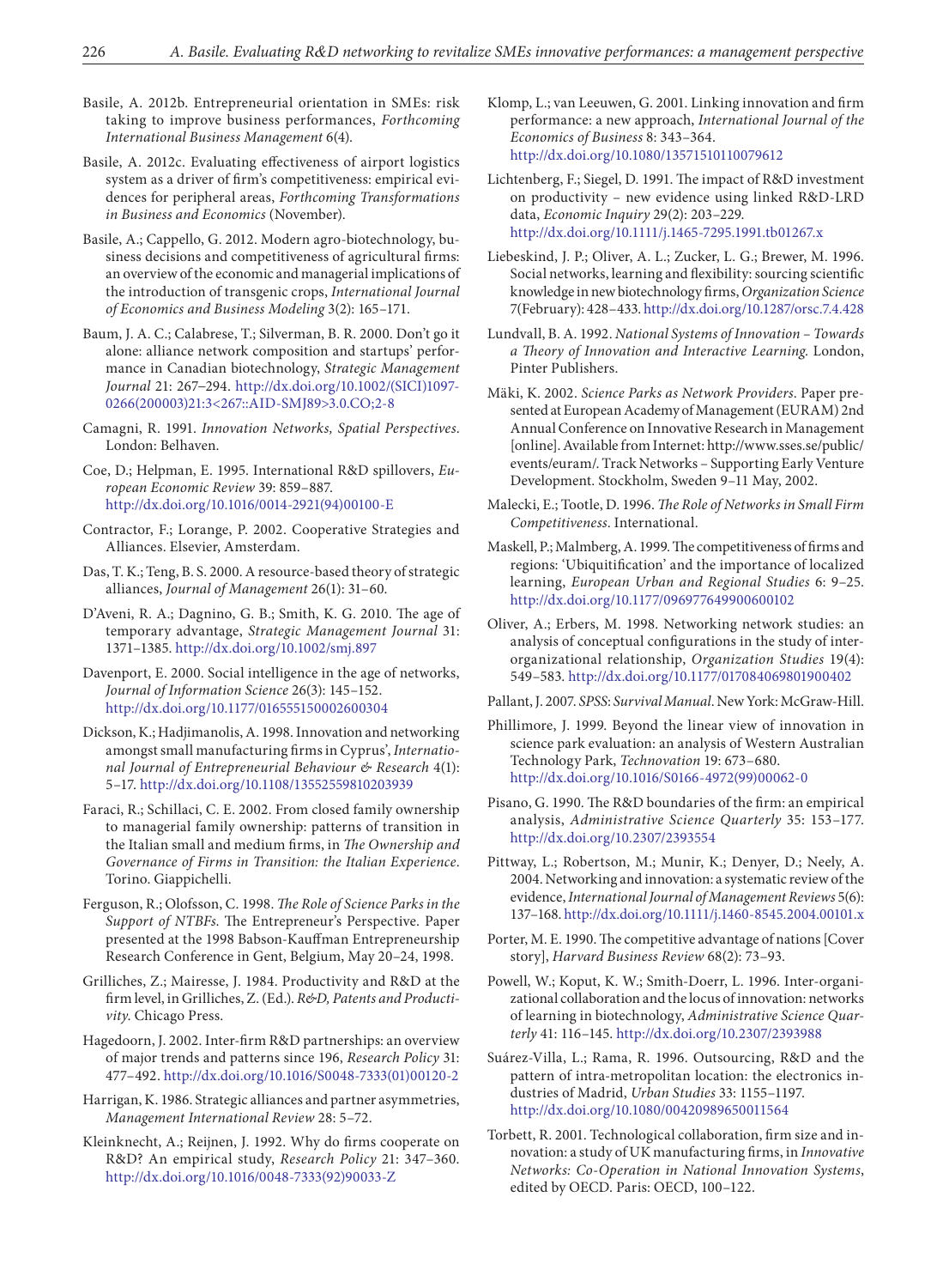Basile, A. 2012b. Entrepreneurial orientation in SMEs: risk taking to improve business performances, *Forthcoming International Business Management* 6(4).

Basile, A. 2012c. Evaluating effectiveness of airport logistics system as a driver of firm's competitiveness: empirical evidences for peripheral areas, *Forthcoming Transformations in Business and Economics* (November).

Basile, A.; Cappello, G. 2012. Modern agro-biotechnology, business decisions and competitiveness of agricultural firms: an overview of the economic and managerial implications of the introduction of transgenic crops, *International Journal of Economics and Business Modeling* 3(2): 165–171.

Baum, J. A. C.; Calabrese, T.; Silverman, B. R. 2000. Don't go it alone: alliance network composition and startups' performance in Canadian biotechnology, *Strategic Management Journal* 21: 267–294. http://dx.doi.org/10.1002/(SICI)1097-0266(200003)21:3<267::AID-SMJ89>3.0.CO;2-8

Camagni, R. 1991. *Innovation Networks, Spatial Perspectives*. London: Belhaven.

Coe, D.; Helpman, E. 1995. International R&D spillovers, *European Economic Review* 39: 859–887. http://dx.doi.org/10.1016/0014-2921(94)00100-E

Contractor, F.; Lorange, P. 2002. Cooperative Strategies and Alliances. Elsevier, Amsterdam.

Das, T. K.; Teng, B. S. 2000. A resource-based theory of strategic alliances, *Journal of Management* 26(1): 31–60.

D'Aveni, R. A.; Dagnino, G. B.; Smith, K. G. 2010. The age of temporary advantage, *Strategic Management Journal* 31: 1371–1385. http://dx.doi.org/10.1002/smj.897

Davenport, E. 2000. Social intelligence in the age of networks, *Journal of Information Science* 26(3): 145–152. http://dx.doi.org/10.1177/016555150002600304

Dickson, K.; Hadjimanolis, A. 1998. Innovation and networking amongst small manufacturing firms in Cyprus', *International Journal of Entrepreneurial Behaviour & Research* 4(1): 5–17. http://dx.doi.org/10.1108/13552559810203939

Faraci, R.; Schillaci, C. E. 2002. From closed family ownership to managerial family ownership: patterns of transition in the Italian small and medium firms, in *The Ownership and Governance of Firms in Transition: the Italian Experience*. Torino. Giappichelli.

Ferguson, R.; Olofsson, C. 1998. *The Role of Science Parks in the Support of NTBFs*. The Entrepreneur's Perspective. Paper presented at the 1998 Babson-Kauffman Entrepreneurship Research Conference in Gent, Belgium, May 20–24, 1998.

Grilliches, Z.; Mairesse, J. 1984. Productivity and R&D at the firm level, in Grilliches, Z. (Ed.). *R&D, Patents and Productivity*. Chicago Press.

Hagedoorn, J. 2002. Inter-firm R&D partnerships: an overview of major trends and patterns since 196, *Research Policy* 31: 477–492. http://dx.doi.org/10.1016/S0048-7333(01)00120-2

Harrigan, K. 1986. Strategic alliances and partner asymmetries, *Management International Review* 28: 5–72.

Kleinknecht, A.; Reijnen, J. 1992. Why do firms cooperate on R&D? An empirical study, *Research Policy* 21: 347–360. http://dx.doi.org/10.1016/0048-7333(92)90033-Z

Klomp, L.; van Leeuwen, G. 2001. Linking innovation and firm performance: a new approach, *International Journal of the Economics of Business* 8: 343–364. http://dx.doi.org/10.1080/13571510110079612

Lichtenberg, F.; Siegel, D. 1991. The impact of R&D investment on productivity – new evidence using linked R&D-LRD data, *Economic Inquiry* 29(2): 203–229. http://dx.doi.org/10.1111/j.1465-7295.1991.tb01267.x

Liebeskind, J. P.; Oliver, A. L.; Zucker, L. G.; Brewer, M. 1996. Social networks, learning and flexibility: sourcing scientific knowledge in new biotechnology firms, *Organization Science* 7(February): 428–433. http://dx.doi.org/10.1287/orsc.7.4.428

Lundvall, B. A. 1992. *National Systems of Innovation – Towards a Theory of Innovation and Interactive Learning*. London, Pinter Publishers.

Mäki, K. 2002. *Science Parks as Network Providers*. Paper presented at European Academy of Management (EURAM) 2nd Annual Conference on Innovative Research in Management [online]. Available from Internet: http://www.sses.se/public/events/euram/. Track Networks – Supporting Early Venture Development. Stockholm, Sweden 9–11 May, 2002.

Malecki, E.; Tootle, D. 1996. *The Role of Networks in Small Firm Competitiveness*. International.

Maskell, P.; Malmberg, A. 1999. The competitiveness of firms and regions: 'Ubiquitification' and the importance of localized learning, *European Urban and Regional Studies* 6: 9–25. http://dx.doi.org/10.1177/096977649900600102

Oliver, A.; Erbers, M. 1998. Networking network studies: an analysis of conceptual configurations in the study of inter-organizational relationship, *Organization Studies* 19(4): 549–583. http://dx.doi.org/10.1177/017084069801900402

Pallant, J. 2007. *SPSS: Survival Manual*. New York: McGraw-Hill.

Phillimore, J. 1999. Beyond the linear view of innovation in science park evaluation: an analysis of Western Australian Technology Park, *Technovation* 19: 673–680. http://dx.doi.org/10.1016/S0166-4972(99)00062-0

Pisano, G. 1990. The R&D boundaries of the firm: an empirical analysis, *Administrative Science Quarterly* 35: 153–177. http://dx.doi.org/10.2307/2393554

Pittway, L.; Robertson, M.; Munir, K.; Denyer, D.; Neely, A. 2004. Networking and innovation: a systematic review of the evidence, *International Journal of Management Reviews* 5(6): 137–168. http://dx.doi.org/10.1111/j.1460-8545.2004.00101.x

Porter, M. E. 1990. The competitive advantage of nations [Cover story], *Harvard Business Review* 68(2): 73–93.

Powell, W.; Koput, K. W.; Smith-Doerr, L. 1996. Inter-organizational collaboration and the locus of innovation: networks of learning in biotechnology, *Administrative Science Quarterly* 41: 116–145. http://dx.doi.org/10.2307/2393988

Suárez-Villa, L.; Rama, R. 1996. Outsourcing, R&D and the pattern of intra-metropolitan location: the electronics industries of Madrid, *Urban Studies* 33: 1155–1197. http://dx.doi.org/10.1080/00420989650011564

Torbett, R. 2001. Technological collaboration, firm size and innovation: a study of UK manufacturing firms, in *Innovative Networks: Co-Operation in National Innovation Systems*, edited by OECD. Paris: OECD, 100–122.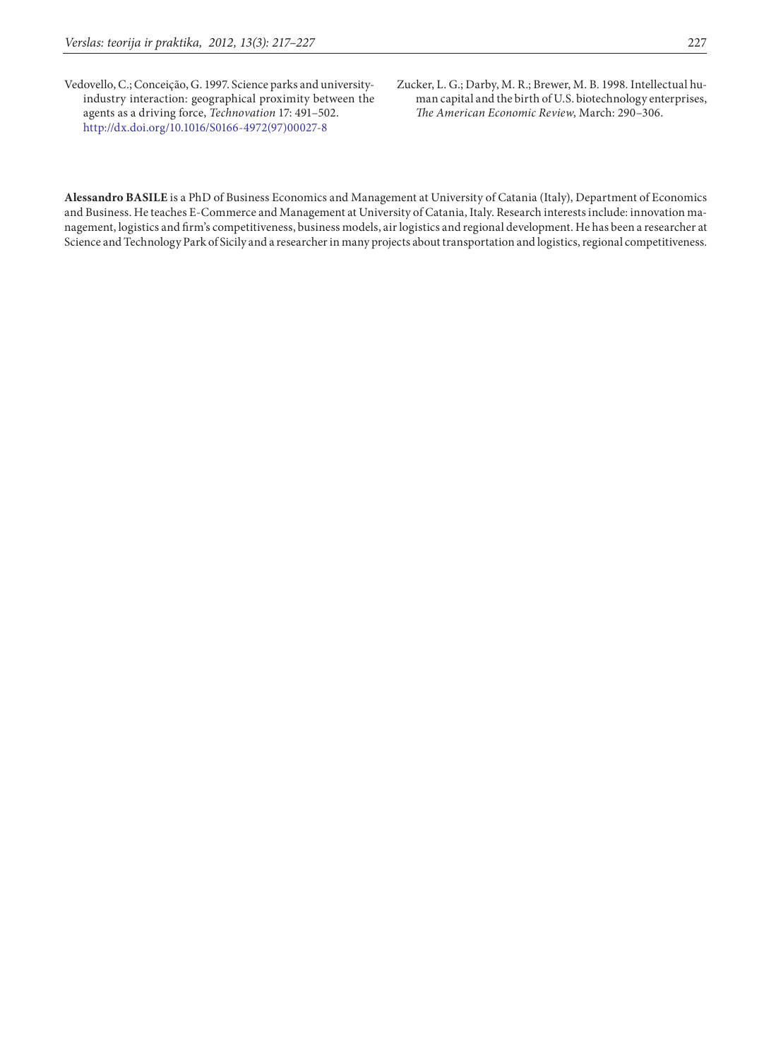Vedovello, C.; Conceição, G. 1997. Science parks and university-industry interaction: geographical proximity between the agents as a driving force, *Technovation* 17: 491–502. http://dx.doi.org/10.1016/S0166-4972(97)00027-8

Zucker, L. G.; Darby, M. R.; Brewer, M. B. 1998. Intellectual human capital and the birth of U.S. biotechnology enterprises, *The American Economic Review*, March: 290–306.

**Alessandro BASILE** is a PhD of Business Economics and Management at University of Catania (Italy), Department of Economics and Business. He teaches E-Commerce and Management at University of Catania, Italy. Research interests include: innovation management, logistics and firm's competitiveness, business models, air logistics and regional development. He has been a researcher at Science and Technology Park of Sicily and a researcher in many projects about transportation and logistics, regional competitiveness.